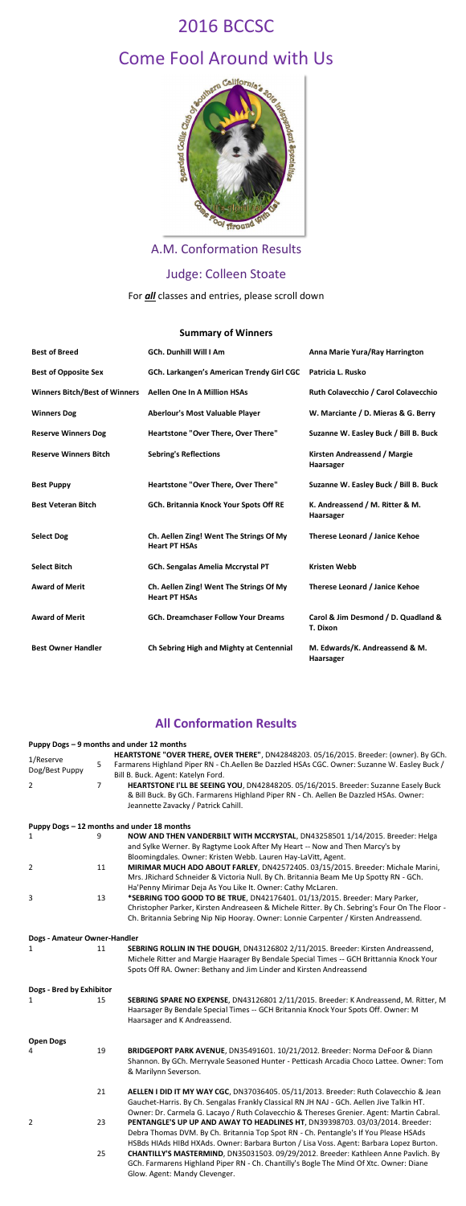# 2016 BCCSC

# Come Fool Around with Us

## A.M. Conformation Results

## Judge: Colleen Stoate

For ***all*** classes and entries, please scroll down

### Summary of Winners

| | | |
|---|---|---|
| **Best of Breed** | **GCh. Dunhill Will I Am** | **Anna Marie Yura/Ray Harrington** |
| **Best of Opposite Sex** | **GCh. Larkangen's American Trendy Girl CGC** | **Patricia L. Rusko** |
| **Winners Bitch/Best of Winners** | **Aellen One In A Million HSAs** | **Ruth Colavecchio / Carol Colavecchio** |
| **Winners Dog** | **Aberlour's Most Valuable Player** | **W. Marciante / D. Mieras & G. Berry** |
| **Reserve Winners Dog** | **Heartstone "Over There, Over There"** | **Suzanne W. Easley Buck / Bill B. Buck** |
| **Reserve Winners Bitch** | **Sebring's Reflections** | **Kirsten Andreassend / Margie Haarsager** |
| **Best Puppy** | **Heartstone "Over There, Over There"** | **Suzanne W. Easley Buck / Bill B. Buck** |
| **Best Veteran Bitch** | **GCh. Britannia Knock Your Spots Off RE** | **K. Andreassend / M. Ritter & M. Haarsager** |
| **Select Dog** | **Ch. Aellen Zing! Went The Strings Of My Heart PT HSAs** | **Therese Leonard / Janice Kehoe** |
| **Select Bitch** | **GCh. Sengalas Amelia Mccrystal PT** | **Kristen Webb** |
| **Award of Merit** | **Ch. Aellen Zing! Went The Strings Of My Heart PT HSAs** | **Therese Leonard / Janice Kehoe** |
| **Award of Merit** | **GCh. Dreamchaser Follow Your Dreams** | **Carol & Jim Desmond / D. Quadland & T. Dixon** |
| **Best Owner Handler** | **Ch Sebring High and Mighty at Centennial** | **M. Edwards/K. Andreassend & M. Haarsager** |

## All Conformation Results

**Puppy Dogs – 9 months and under 12 months**

| Placement | Entry | Details |
|---|---|---|
| 1/Reserve Dog/Best Puppy | 5 | **HEARTSTONE "OVER THERE, OVER THERE"**, DN42848203. 05/16/2015. Breeder: (owner). By GCh. Farmarens Highland Piper RN - Ch.Aellen Be Dazzled HSAs CGC. Owner: Suzanne W. Easley Buck / Bill B. Buck. Agent: Katelyn Ford. |
| 2 | 7 | **HEARTSTONE I'LL BE SEEING YOU**, DN42848205. 05/16/2015. Breeder: Suzanne Easely Buck & Bill Buck. By GCh. Farmarens Highland Piper RN - Ch. Aellen Be Dazzled HSAs. Owner: Jeannette Zavacky / Patrick Cahill. |

**Puppy Dogs – 12 months and under 18 months**

| Placement | Entry | Details |
|---|---|---|
| 1 | 9 | **NOW AND THEN VANDERBILT WITH MCCRYSTAL**, DN43258501 1/14/2015. Breeder: Helga and Sylke Werner. By Ragtyme Look After My Heart -- Now and Then Marcy's by Bloomingdales. Owner: Kristen Webb. Lauren Hay-LaVitt, Agent. |
| 2 | 11 | **MIRIMAR MUCH ADO ABOUT FARLEY**, DN42572405. 03/15/2015. Breeder: Michale Marini, Mrs. JRichard Schneider & Victoria Null. By Ch. Britannia Beam Me Up Spotty RN - GCh. Ha'Penny Mirimar Deja As You Like It. Owner: Cathy McLaren. |
| 3 | 13 | ***SEBRING TOO GOOD TO BE TRUE**, DN42176401. 01/13/2015. Breeder: Mary Parker, Christopher Parker, Kirsten Andreaseen & Michele Ritter. By Ch. Sebring's Four On The Floor - Ch. Britannia Sebring Nip Nip Hooray. Owner: Lonnie Carpenter / Kirsten Andreassend. |

**Dogs - Amateur Owner-Handler**

| Placement | Entry | Details |
|---|---|---|
| 1 | 11 | **SEBRING ROLLIN IN THE DOUGH**, DN43126802 2/11/2015. Breeder: Kirsten Andreassend, Michele Ritter and Margie Haarager By Bendale Special Times -- GCH Brittannia Knock Your Spots Off RA. Owner: Bethany and Jim Linder and Kirsten Andreassend |

**Dogs - Bred by Exhibitor**

| Placement | Entry | Details |
|---|---|---|
| 1 | 15 | **SEBRING SPARE NO EXPENSE**, DN43126801 2/11/2015. Breeder: K Andreassend, M. Ritter, M Haarsager By Bendale Special Times -- GCH Britannia Knock Your Spots Off. Owner: M Haarsager and K Andreassend. |

**Open Dogs**

| Placement | Entry | Details |
|---|---|---|
| 4 | 19 | **BRIDGEPORT PARK AVENUE**, DN35491601. 10/21/2012. Breeder: Norma DeFoor & Diann Shannon. By GCh. Merryvale Seasoned Hunter - Petticash Arcadia Choco Lattee. Owner: Tom & Marilynn Severson. |
| | 21 | **AELLEN I DID IT MY WAY CGC**, DN37036405. 05/11/2013. Breeder: Ruth Colavecchio & Jean Gauchet-Harris. By Ch. Sengalas Frankly Classical RN JH NAJ - GCh. Aellen Jive Talkin HT. Owner: Dr. Carmela G. Lacayo / Ruth Colavecchio & Thereses Grenier. Agent: Martin Cabral. |
| 2 | 23 | **PENTANGLE'S UP UP AND AWAY TO HEADLINES HT**, DN39398703. 03/03/2014. Breeder: Debra Thomas DVM. By Ch. Britannia Top Spot RN - Ch. Pentangle's If You Please HSAds HSBds HIAds HIBd HXAds. Owner: Barbara Burton / Lisa Voss. Agent: Barbara Lopez Burton. |
| | 25 | **CHANTILLY'S MASTERMIND**, DN35031503. 09/29/2012. Breeder: Kathleen Anne Pavlich. By GCh. Farmarens Highland Piper RN - Ch. Chantilly's Bogle The Mind Of Xtc. Owner: Diane Glow. Agent: Mandy Clevenger. |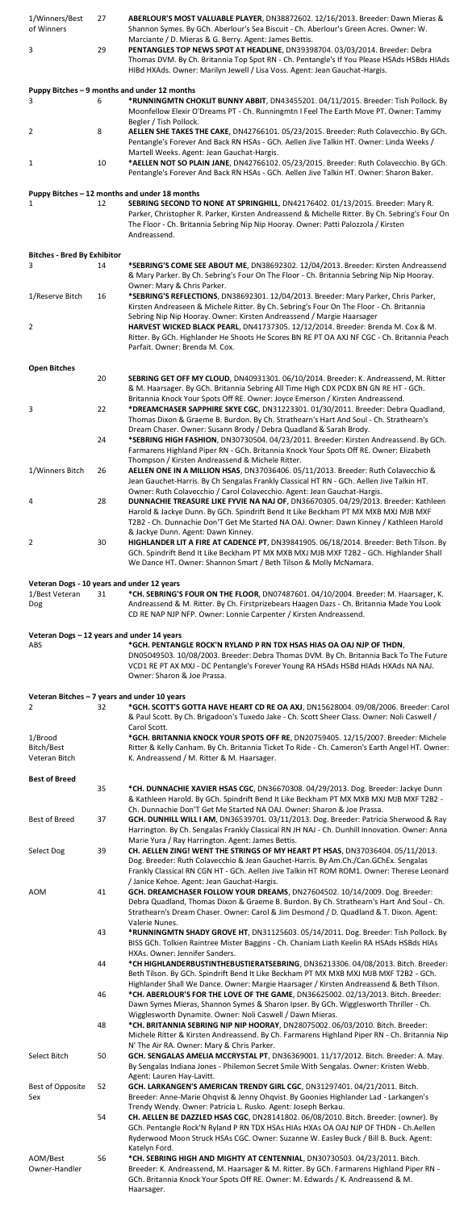| | | |
|---|---|---|
| 1/Winners/Best of Winners | 27 | **ABERLOUR'S MOST VALUABLE PLAYER**, DN38872602. 12/16/2013. Breeder: Dawn Mieras & Shannon Symes. By GCh. Aberlour's Sea Biscuit - Ch. Aberlour's Green Acres. Owner: W. Marciante / D. Mieras & G. Berry. Agent: James Bettis. |
| 3 | 29 | **PENTANGLES TOP NEWS SPOT AT HEADLINE**, DN39398704. 03/03/2014. Breeder: Debra Thomas DVM. By Ch. Britannia Top Spot RN - Ch. Pentangle's If You Please HSAds HSBds HIAds HIBd HXAds. Owner: Marilyn Jewell / Lisa Voss. Agent: Jean Gauchat-Hargis. |

**Puppy Bitches – 9 months and under 12 months**

| | | |
|---|---|---|
| 3 | 6 | ***RUNNINGMTN CHOKLIT BUNNY ABBIT**, DN43455201. 04/11/2015. Breeder: Tish Pollock. By Moonfellow Elexir O'Dreams PT - Ch. Runningmtn I Feel The Earth Move PT. Owner: Tammy Begler / Tish Pollock. |
| 2 | 8 | **AELLEN SHE TAKES THE CAKE**, DN42766101. 05/23/2015. Breeder: Ruth Colavecchio. By GCh. Pentangle's Forever And Back RN HSAs - GCh. Aellen Jive Talkin HT. Owner: Linda Weeks / Martell Weeks. Agent: Jean Gauchat-Hargis. |
| 1 | 10 | ***AELLEN NOT SO PLAIN JANE**, DN42766102. 05/23/2015. Breeder: Ruth Colavecchio. By GCh. Pentangle's Forever And Back RN HSAs - GCh. Aellen Jive Talkin HT. Owner: Sharon Baker. |

**Puppy Bitches – 12 months and under 18 months**

| | | |
|---|---|---|
| 1 | 12 | **SEBRING SECOND TO NONE AT SPRINGHILL**, DN42176402. 01/13/2015. Breeder: Mary R. Parker, Christopher R. Parker, Kirsten Andreassend & Michelle Ritter. By Ch. Sebring's Four On The Floor - Ch. Britannia Sebring Nip Nip Hooray. Owner: Patti Palozzola / Kirsten Andreassend. |

**Bitches - Bred By Exhibitor**

| | | |
|---|---|---|
| 3 | 14 | ***SEBRING'S COME SEE ABOUT ME**, DN38692302. 12/04/2013. Breeder: Kirsten Andreassend & Mary Parker. By Ch. Sebring's Four On The Floor - Ch. Britannia Sebring Nip Nip Hooray. Owner: Mary & Chris Parker. |
| 1/Reserve Bitch | 16 | ***SEBRING'S REFLECTIONS**, DN38692301. 12/04/2013. Breeder: Mary Parker, Chris Parker, Kirsten Andreasen & Michele Ritter. By Ch. Sebring's Four On The Floor - Ch. Britannia Sebring Nip Nip Hooray. Owner: Kirsten Andreassend / Margie Haarsager |
| 2 | 18 | **HARVEST WICKED BLACK PEARL**, DN41737305. 12/12/2014. Breeder: Brenda M. Cox & M. Ritter. By GCh. Highlander He Shoots He Scores BN RE PT OA AXJ NF CGC - Ch. Britannia Peach Parfait. Owner: Brenda M. Cox. |

**Open Bitches**

| | | |
|---|---|---|
| | 20 | **SEBRING GET OFF MY CLOUD**, DN40931301. 06/10/2014. Breeder: K. Andreassend, M. Ritter & M. Haarsager. By GCh. Britannia Sebring All Time High CDX PCDX BN GN RE HT - GCh. Britannia Knock Your Spots Off RE. Owner: Joyce Emerson / Kirsten Andreassend. |
| 3 | 22 | ***DREAMCHASER SAPPHIRE SKYE CGC**, DN31223301. 01/30/2011. Breeder: Debra Quadland, Thomas Dixon & Graeme B. Burdon. By Ch. Strathearn's Hart And Soul - Ch. Strathearn's Dream Chaser. Owner: Susann Brody / Debra Quadland & Sarah Brody. |
| | 24 | ***SEBRING HIGH FASHION**, DN30730504. 04/23/2011. Breeder: Kirsten Andreassend. By GCh. Farmarens Highland Piper RN - GCh. Britannia Knock Your Spots Off RE. Owner: Elizabeth Thompson / Kirsten Andreassend & Michele Ritter. |
| 1/Winners Bitch | 26 | **AELLEN ONE IN A MILLION HSAS**, DN37036406. 05/11/2013. Breeder: Ruth Colavecchio & Jean Gauchat-Harris. By Ch Sengalas Frankly Classical HT RN - GCh. Aellen Jive Talkin HT. Owner: Ruth Colavecchio / Carol Colavecchio. Agent: Jean Gauchat-Hargis. |
| 4 | 28 | **DUNNACHIE TREASURE LIKE FYVIE NA NAJ OF**, DN36670305. 04/29/2013. Breeder: Kathleen Harold & Jackye Dunn. By GCh. Spindrift Bend It Like Beckham PT MX MXB MXJ MJB MXF T2B2 - Ch. Dunnachie Don'T Get Me Started NA OAJ. Owner: Dawn Kinney / Kathleen Harold & Jackye Dunn. Agent: Dawn Kinney. |
| 2 | 30 | **HIGHLANDER LIT A FIRE AT CADENCE PT**, DN39841905. 06/18/2014. Breeder: Beth Tilson. By GCh. Spindrift Bend It Like Beckham PT MX MXB MXJ MJB MXF T2B2 - GCh. Highlander Shall We Dance HT. Owner: Shannon Smart / Beth Tilson & Molly McNamara. |

**Veteran Dogs - 10 years and under 12 years**

| | | |
|---|---|---|
| 1/Best Veteran Dog | 31 | ***CH. SEBRING'S FOUR ON THE FLOOR**, DN07487601. 04/10/2004. Breeder: M. Haarsager, K. Andreassend & M. Ritter. By Ch. Firstprizebears Haagen Dazs - Ch. Britannia Made You Look CD RE NAP NJP NFP. Owner: Lonnie Carpenter / Kirsten Andreassend. |

**Veteran Dogs – 12 years and under 14 years**

| | | |
|---|---|---|
| ABS | | ***GCH. PENTANGLE ROCK'N RYLAND P RN TDX HSAS HIAS OA OAJ NJP OF THDN**, DN05049503. 10/08/2003. Breeder: Debra Thomas DVM. By Ch. Britannia Back To The Future VCD1 RE PT AX MXJ - DC Pentangle's Forever Young RA HSAds HSBd HIAds HXAds NA NAJ. Owner: Sharon & Joe Prassa. |

**Veteran Bitches – 7 years and under 10 years**

| | | |
|---|---|---|
| 2 | 32 | ***GCH. SCOTT'S GOTTA HAVE HEART CD RE OA AXJ**, DN15628004. 09/08/2006. Breeder: Carol & Paul Scott. By Ch. Brigadoon's Tuxedo Jake - Ch. Scott Sheer Class. Owner: Noli Caswell / Carol Scott. |
| 1/Brood Bitch/Best Veteran Bitch | | ***GCH. BRITANNIA KNOCK YOUR SPOTS OFF RE**, DN20759405. 12/15/2007. Breeder: Michele Ritter & Kelly Canham. By Ch. Britannia Ticket To Ride - Ch. Cameron's Earth Angel HT. Owner: K. Andreassend / M. Ritter & M. Haarsager. |

**Best of Breed**

| | | |
|---|---|---|
| | 35 | ***CH. DUNNACHIE XAVIER HSAS CGC**, DN36670308. 04/29/2013. Dog. Breeder: Jackye Dunn & Kathleen Harold. By GCh. Spindrift Bend It Like Beckham PT MX MXB MXJ MJB MXF T2B2 - Ch. Dunnachie Don'T Get Me Started NA OAJ. Owner: Sharon & Joe Prassa. |
| Best of Breed | 37 | **GCH. DUNHILL WILL I AM**, DN36539701. 03/11/2013. Dog. Breeder: Patricia Sherwood & Ray Harrington. By Ch. Sengalas Frankly Classical RN JH NAJ - Ch. Dunhill Innovation. Owner: Anna Marie Yura / Ray Harrington. Agent: James Bettis. |
| Select Dog | 39 | **CH. AELLEN ZING! WENT THE STRINGS OF MY HEART PT HSAS**, DN37036404. 05/11/2013. Dog. Breeder: Ruth Colavecchio & Jean Gauchat-Harris. By Am.Ch./Can.GChEx. Sengalas Frankly Classical RN CGN HT - GCh. Aellen Jive Talkin HT ROM ROM1. Owner: Therese Leonard / Janice Kehoe. Agent: Jean Gauchat-Hargis. |
| AOM | 41 | **GCH. DREAMCHASER FOLLOW YOUR DREAMS**, DN27604502. 10/14/2009. Dog. Breeder: Debra Quadland, Thomas Dixon & Graeme B. Burdon. By Ch. Strathearn's Hart And Soul - Ch. Strathearn's Dream Chaser. Owner: Carol & Jim Desmond / D. Quadland & T. Dixon. Agent: Valerie Nunes. |
| | 43 | ***RUNNINGMTN SHADY GROVE HT**, DN31125603. 05/14/2011. Dog. Breeder: Tish Pollock. By BISS GCh. Tolkien Raintree Mister Baggins - Ch. Chaniam Liath Keelin RA HSAds HSBds HIAs HXAs. Owner: Jennifer Sanders. |
| | 44 | ***CH HIGHLANDERBUSTINTHEBUSTIERATSEBRING**, DN36213306. 04/08/2013. Bitch. Breeder: Beth Tilson. By GCh. Spindrift Bend It Like Beckham PT MX MXB MXJ MJB MXF T2B2 - GCh. Highlander Shall We Dance. Owner: Margie Haarsager / Kirsten Andreassend & Beth Tilson. |
| | 46 | ***CH. ABERLOUR'S FOR THE LOVE OF THE GAME**, DN36625002. 02/13/2013. Bitch. Breeder: Dawn Symes Mieras, Shannon Symes & Sharon Ipser. By GCh. Wigglesworth Thriller - Ch. Wigglesworth Dynamite. Owner: Noli Caswell / Dawn Mieras. |
| | 48 | ***CH. BRITANNIA SEBRING NIP NIP HOORAY**, DN28075002. 06/03/2010. Bitch. Breeder: Michele Ritter & Kirsten Andreassend. By Ch. Farmarens Highland Piper RN - Ch. Britannia Nip N' The Air RA. Owner: Mary & Chris Parker. |
| Select Bitch | 50 | **GCH. SENGALAS AMELIA MCCRYSTAL PT**, DN36369001. 11/17/2012. Bitch. Breeder: A. May. By Sengalas Indiana Jones - Philemon Secret Smile With Sengalas. Owner: Kristen Webb. Agent: Lauren Hay-Lavitt. |
| Best of Opposite Sex | 52 | **GCH. LARKANGEN'S AMERICAN TRENDY GIRL CGC**, DN31297401. 04/21/2011. Bitch. Breeder: Anne-Marie Ohqvist & Jenny Ohqvist. By Goonies Highlander Lad - Larkangen's Trendy Wendy. Owner: Patricia L. Rusko. Agent: Joseph Berkau. |
| | 54 | **CH. AELLEN BE DAZZLED HSAS CGC**, DN28141802. 06/08/2010. Bitch. Breeder: (owner). By GCh. Pentangle Rock'N Ryland P RN TDX HSAs HIAs HXAs OA OAJ NJP OF THDN - Ch.Aellen Ryderwood Moon Struck HSAs CGC. Owner: Suzanne W. Easley Buck / Bill B. Buck. Agent: Katelyn Ford. |
| AOM/Best Owner-Handler | 56 | ***CH. SEBRING HIGH AND MIGHTY AT CENTENNIAL**, DN30730503. 04/23/2011. Bitch. Breeder: K. Andreassend, M. Haarsager & M. Ritter. By GCh. Farmarens Highland Piper RN - GCh. Britannia Knock Your Spots Off RE. Owner: M. Edwards / K. Andreassend & M. Haarsager. |